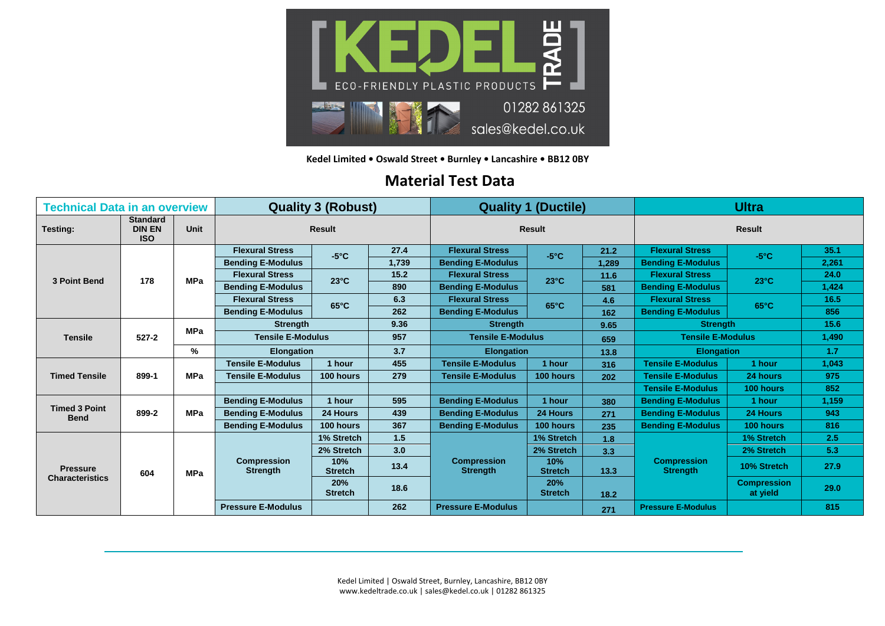KEDEL TRADE

ECO-FRIENDLY PLASTIC PRODUCTS

01282 861325

sales@kedel.co.uk

**Kedel Limited • Oswald Street • Burnley • Lancashire • BB12 0BY**

# Material Test Data

| Technical Data in an overview | | | Quality 3 (Robust) | | | Quality 1 (Ductile) | | | Ultra | | |
|---|---|---|---|---|---|---|---|---|---|---|---|
| **Testing:** | **Standard DIN EN ISO** | **Unit** | **Result** | | | **Result** | | | **Result** | | |
| **3 Point Bend** | **178** | **MPa** | **Flexural Stress** | **-5°C** | **27.4** | **Flexural Stress** | **-5°C** | **21.2** | **Flexural Stress** | **-5°C** | **35.1** |
| | | | **Bending E-Modulus** | | **1,739** | **Bending E-Modulus** | | **1,289** | **Bending E-Modulus** | | **2,261** |
| | | | **Flexural Stress** | **23°C** | **15.2** | **Flexural Stress** | **23°C** | **11.6** | **Flexural Stress** | **23°C** | **24.0** |
| | | | **Bending E-Modulus** | | **890** | **Bending E-Modulus** | | **581** | **Bending E-Modulus** | | **1,424** |
| | | | **Flexural Stress** | **65°C** | **6.3** | **Flexural Stress** | **65°C** | **4.6** | **Flexural Stress** | **65°C** | **16.5** |
| | | | **Bending E-Modulus** | | **262** | **Bending E-Modulus** | | **162** | **Bending E-Modulus** | | **856** |
| **Tensile** | **527-2** | **MPa** | **Strength** | | **9.36** | **Strength** | | **9.65** | **Strength** | | **15.6** |
| | | | **Tensile E-Modulus** | | **957** | **Tensile E-Modulus** | | **659** | **Tensile E-Modulus** | | **1,490** |
| | | **%** | **Elongation** | | **3.7** | **Elongation** | | **13.8** | **Elongation** | | **1.7** |
| **Timed Tensile** | **899-1** | **MPa** | **Tensile E-Modulus** | **1 hour** | **455** | **Tensile E-Modulus** | **1 hour** | **316** | **Tensile E-Modulus** | **1 hour** | **1,043** |
| | | | **Tensile E-Modulus** | **100 hours** | **279** | **Tensile E-Modulus** | **100 hours** | **202** | **Tensile E-Modulus** | **24 hours** | **975** |
| | | | | | | | | | **Tensile E-Modulus** | **100 hours** | **852** |
| **Timed 3 Point Bend** | **899-2** | **MPa** | **Bending E-Modulus** | **1 hour** | **595** | **Bending E-Modulus** | **1 hour** | **380** | **Bending E-Modulus** | **1 hour** | **1,159** |
| | | | **Bending E-Modulus** | **24 Hours** | **439** | **Bending E-Modulus** | **24 Hours** | **271** | **Bending E-Modulus** | **24 Hours** | **943** |
| | | | **Bending E-Modulus** | **100 hours** | **367** | **Bending E-Modulus** | **100 hours** | **235** | **Bending E-Modulus** | **100 hours** | **816** |
| **Pressure Characteristics** | **604** | **MPa** | **Compression Strength** | **1% Stretch** | **1.5** | **Compression Strength** | **1% Stretch** | **1.8** | **Compression Strength** | **1% Stretch** | **2.5** |
| | | | | **2% Stretch** | **3.0** | | **2% Stretch** | **3.3** | | **2% Stretch** | **5.3** |
| | | | | **10% Stretch** | **13.4** | | **10% Stretch** | **13.3** | | **10% Stretch** | **27.9** |
| | | | | **20% Stretch** | **18.6** | | **20% Stretch** | **18.2** | | **Compression at yield** | **29.0** |
| | | | **Pressure E-Modulus** | | **262** | **Pressure E-Modulus** | | **271** | **Pressure E-Modulus** | | **815** |

Kedel Limited | Oswald Street, Burnley, Lancashire, BB12 0BY
www.kedeltrade.co.uk | sales@kedel.co.uk | 01282 861325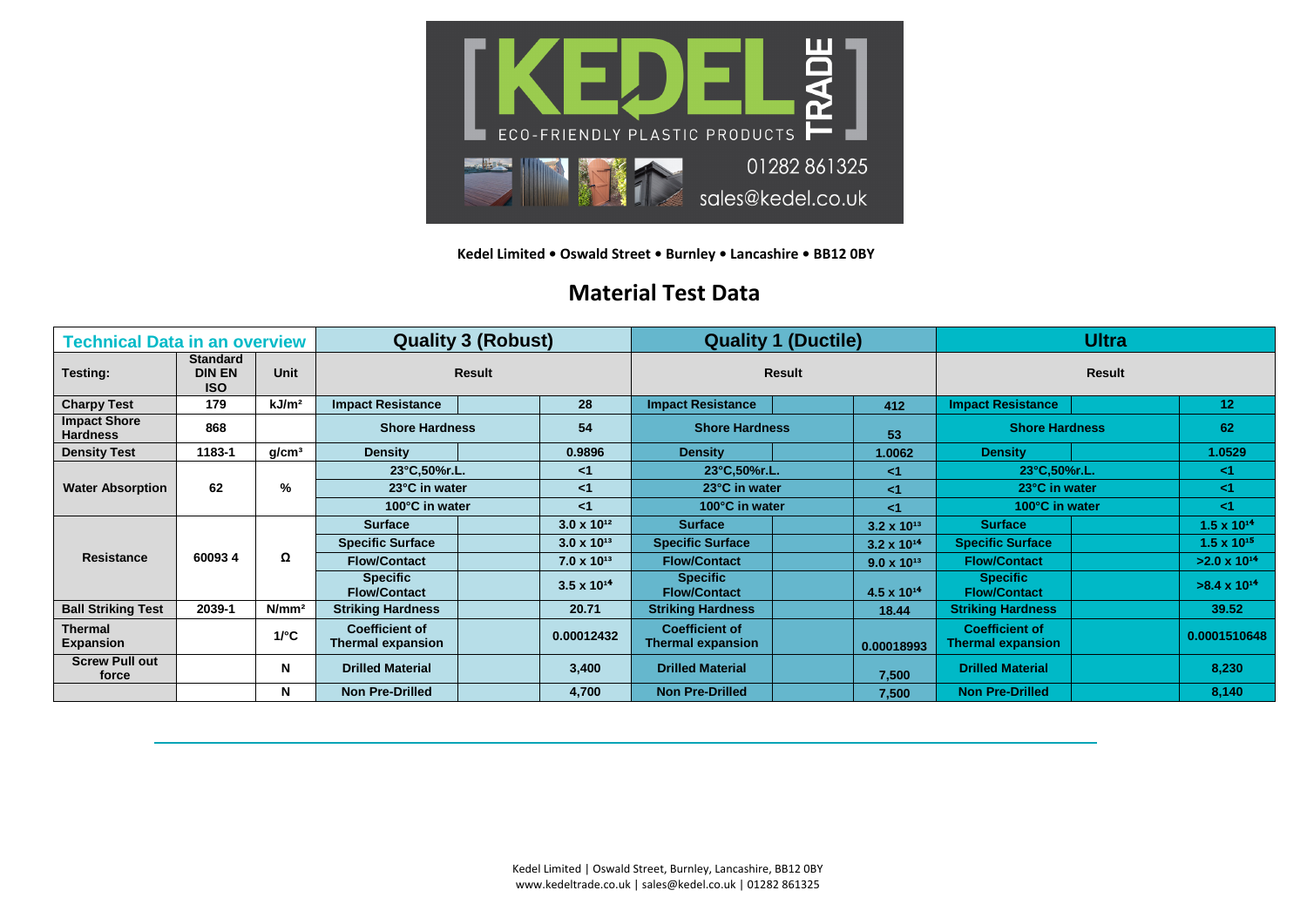Kedel Limited • Oswald Street • Burnley • Lancashire • BB12 0BY

# Material Test Data

| Technical Data in an overview | | | Quality 3 (Robust) | | | Quality 1 (Ductile) | | | Ultra | | |
|---|---|---|---|---|---|---|---|---|---|---|---|
| **Testing:** | **Standard DIN EN ISO** | **Unit** | **Result** | | | **Result** | | | **Result** | | |
| **Charpy Test** | 179 | kJ/m² | Impact Resistance | | 28 | Impact Resistance | | 412 | Impact Resistance | | 12 |
| **Impact Shore Hardness** | 868 | | Shore Hardness | | 54 | Shore Hardness | | 53 | Shore Hardness | | 62 |
| **Density Test** | 1183-1 | g/cm³ | Density | | 0.9896 | Density | | 1.0062 | Density | | 1.0529 |
| **Water Absorption** | 62 | % | 23°C,50%r.L. | | <1 | 23°C,50%r.L. | | <1 | 23°C,50%r.L. | | <1 |
| | | | 23°C in water | | <1 | 23°C in water | | <1 | 23°C in water | | <1 |
| | | | 100°C in water | | <1 | 100°C in water | | <1 | 100°C in water | | <1 |
| **Resistance** | 60093 4 | Ω | Surface | | $3.0 \times 10^{12}$ | Surface | | $3.2 \times 10^{13}$ | Surface | | $1.5 \times 10^{14}$ |
| | | | Specific Surface | | $3.0 \times 10^{13}$ | Specific Surface | | $3.2 \times 10^{14}$ | Specific Surface | | $1.5 \times 10^{15}$ |
| | | | Flow/Contact | | $7.0 \times 10^{13}$ | Flow/Contact | | $9.0 \times 10^{13}$ | Flow/Contact | | $>2.0 \times 10^{14}$ |
| | | | Specific Flow/Contact | | $3.5 \times 10^{14}$ | Specific Flow/Contact | | $4.5 \times 10^{14}$ | Specific Flow/Contact | | $>8.4 \times 10^{14}$ |
| **Ball Striking Test** | 2039-1 | N/mm² | Striking Hardness | | 20.71 | Striking Hardness | | 18.44 | Striking Hardness | | 39.52 |
| **Thermal Expansion** | | 1/°C | Coefficient of Thermal expansion | | 0.00012432 | Coefficient of Thermal expansion | | 0.00018993 | Coefficient of Thermal expansion | | 0.0001510648 |
| **Screw Pull out force** | | N | Drilled Material | | 3,400 | Drilled Material | | 7,500 | Drilled Material | | 8,230 |
| | | N | Non Pre-Drilled | | 4,700 | Non Pre-Drilled | | 7,500 | Non Pre-Drilled | | 8,140 |

Kedel Limited | Oswald Street, Burnley, Lancashire, BB12 0BY
www.kedeltrade.co.uk | sales@kedel.co.uk | 01282 861325